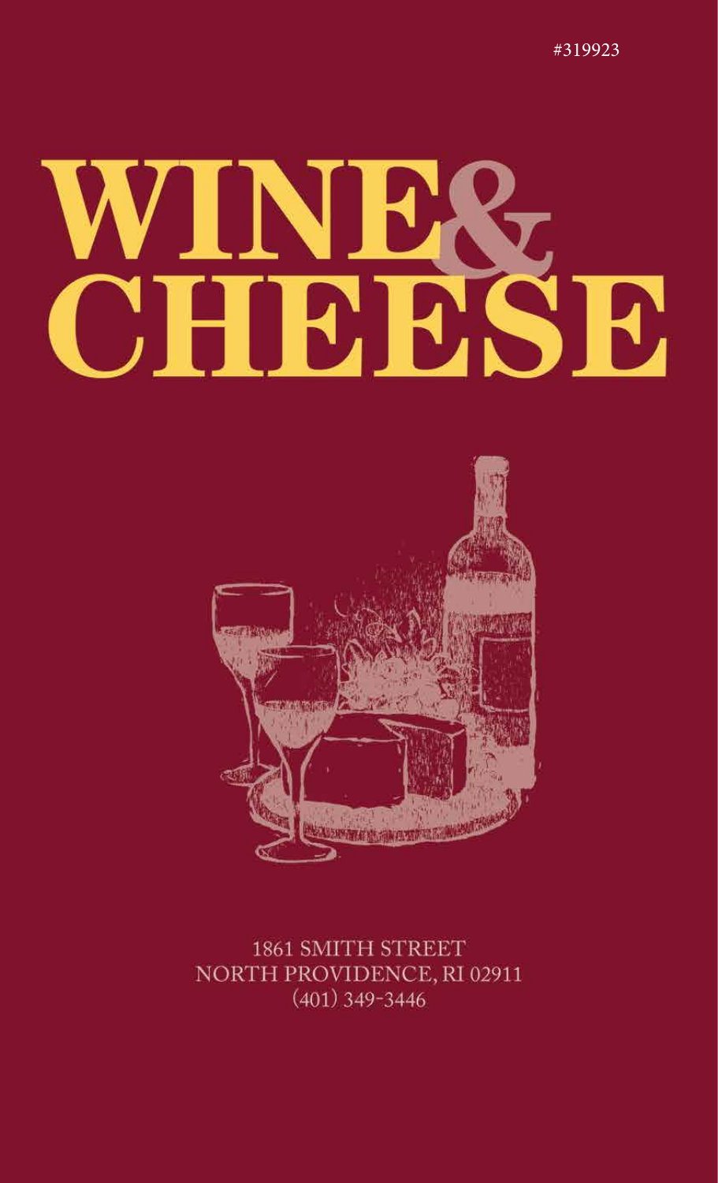#319923

# WINE & CHEESE

1861 SMITH STREET
NORTH PROVIDENCE, RI 02911
(401) 349-3446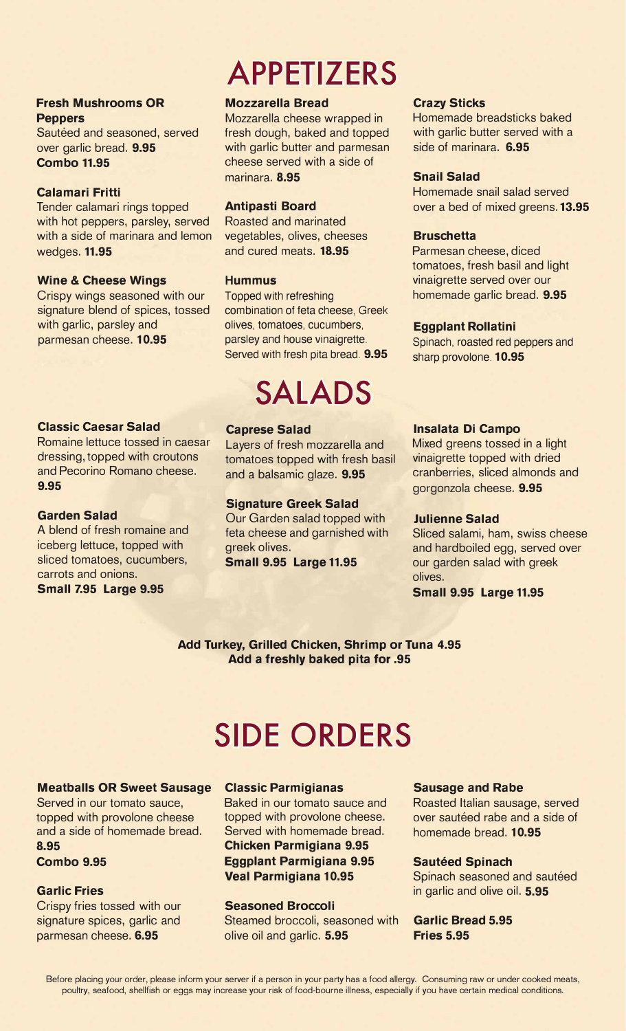# APPETIZERS

### Fresh Mushrooms OR Peppers
Sautéed and seasoned, served over garlic bread. **9.95**
**Combo 11.95**

### Calamari Fritti
Tender calamari rings topped with hot peppers, parsley, served with a side of marinara and lemon wedges. **11.95**

### Wine & Cheese Wings
Crispy wings seasoned with our signature blend of spices, tossed with garlic, parsley and parmesan cheese. **10.95**

### Mozzarella Bread
Mozzarella cheese wrapped in fresh dough, baked and topped with garlic butter and parmesan cheese served with a side of marinara. **8.95**

### Antipasti Board
Roasted and marinated vegetables, olives, cheeses and cured meats. **18.95**

### Hummus
Topped with refreshing combination of feta cheese, Greek olives, tomatoes, cucumbers, parsley and house vinaigrette. Served with fresh pita bread. **9.95**

### Crazy Sticks
Homemade breadsticks baked with garlic butter served with a side of marinara. **6.95**

### Snail Salad
Homemade snail salad served over a bed of mixed greens. **13.95**

### Bruschetta
Parmesan cheese, diced tomatoes, fresh basil and light vinaigrette served over our homemade garlic bread. **9.95**

### Eggplant Rollatini
Spinach, roasted red peppers and sharp provolone. **10.95**

# SALADS

### Classic Caesar Salad
Romaine lettuce tossed in caesar dressing, topped with croutons and Pecorino Romano cheese. **9.95**

### Garden Salad
A blend of fresh romaine and iceberg lettuce, topped with sliced tomatoes, cucumbers, carrots and onions.
**Small 7.95 Large 9.95**

### Caprese Salad
Layers of fresh mozzarella and tomatoes topped with fresh basil and a balsamic glaze. **9.95**

### Signature Greek Salad
Our Garden salad topped with feta cheese and garnished with greek olives.
**Small 9.95 Large 11.95**

### Insalata Di Campo
Mixed greens tossed in a light vinaigrette topped with dried cranberries, sliced almonds and gorgonzola cheese. **9.95**

### Julienne Salad
Sliced salami, ham, swiss cheese and hardboiled egg, served over our garden salad with greek olives.
**Small 9.95 Large 11.95**

**Add Turkey, Grilled Chicken, Shrimp or Tuna 4.95**
**Add a freshly baked pita for .95**

# SIDE ORDERS

### Meatballs OR Sweet Sausage
Served in our tomato sauce, topped with provolone cheese and a side of homemade bread.
**8.95**
**Combo 9.95**

### Garlic Fries
Crispy fries tossed with our signature spices, garlic and parmesan cheese. **6.95**

### Classic Parmigianas
Baked in our tomato sauce and topped with provolone cheese. Served with homemade bread.
**Chicken Parmigiana 9.95**
**Eggplant Parmigiana 9.95**
**Veal Parmigiana 10.95**

### Seasoned Broccoli
Steamed broccoli, seasoned with olive oil and garlic. **5.95**

### Sausage and Rabe
Roasted Italian sausage, served over sautéed rabe and a side of homemade bread. **10.95**

### Sautéed Spinach
Spinach seasoned and sautéed in garlic and olive oil. **5.95**

**Garlic Bread 5.95**
**Fries 5.95**

Before placing your order, please inform your server if a person in your party has a food allergy. Consuming raw or under cooked meats, poultry, seafood, shellfish or eggs may increase your risk of food-bourne illness, especially if you have certain medical conditions.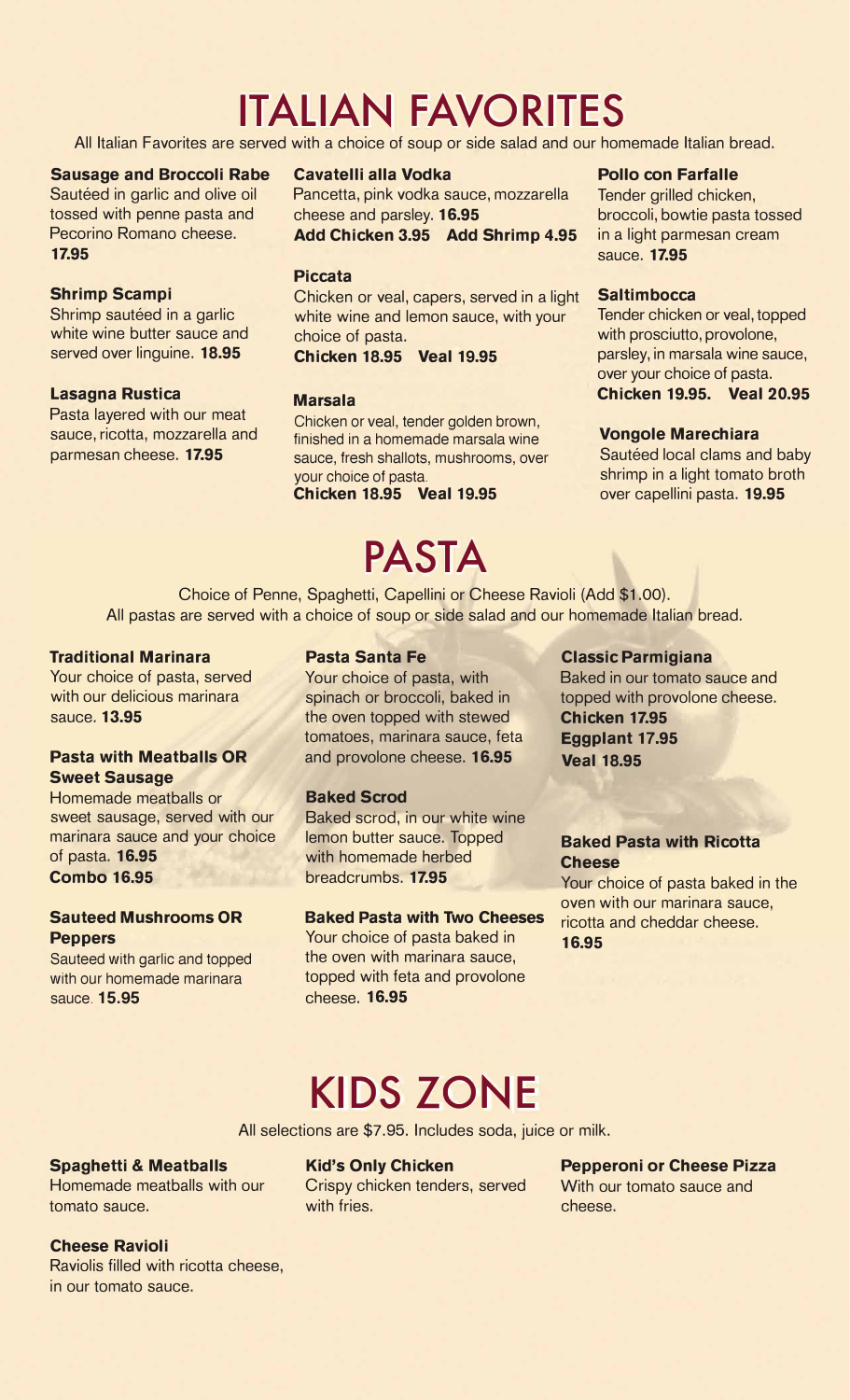# ITALIAN FAVORITES

All Italian Favorites are served with a choice of soup or side salad and our homemade Italian bread.

**Sausage and Broccoli Rabe**
Sautéed in garlic and olive oil tossed with penne pasta and Pecorino Romano cheese. **17.95**

**Shrimp Scampi**
Shrimp sautéed in a garlic white wine butter sauce and served over linguine. **18.95**

**Lasagna Rustica**
Pasta layered with our meat sauce, ricotta, mozzarella and parmesan cheese. **17.95**

**Cavatelli alla Vodka**
Pancetta, pink vodka sauce, mozzarella cheese and parsley. **16.95**
**Add Chicken 3.95 Add Shrimp 4.95**

**Piccata**
Chicken or veal, capers, served in a light white wine and lemon sauce, with your choice of pasta.
**Chicken 18.95 Veal 19.95**

**Marsala**
Chicken or veal, tender golden brown, finished in a homemade marsala wine sauce, fresh shallots, mushrooms, over your choice of pasta.
**Chicken 18.95 Veal 19.95**

**Pollo con Farfalle**
Tender grilled chicken, broccoli, bowtie pasta tossed in a light parmesan cream sauce. **17.95**

**Saltimbocca**
Tender chicken or veal, topped with prosciutto, provolone, parsley, in marsala wine sauce, over your choice of pasta.
**Chicken 19.95. Veal 20.95**

**Vongole Marechiara**
Sautéed local clams and baby shrimp in a light tomato broth over capellini pasta. **19.95**

# PASTA

Choice of Penne, Spaghetti, Capellini or Cheese Ravioli (Add $1.00).
All pastas are served with a choice of soup or side salad and our homemade Italian bread.

**Traditional Marinara**
Your choice of pasta, served with our delicious marinara sauce. **13.95**

**Pasta with Meatballs OR Sweet Sausage**
Homemade meatballs or sweet sausage, served with our marinara sauce and your choice of pasta. **16.95**
**Combo 16.95**

**Sauteed Mushrooms OR Peppers**
Sauteed with garlic and topped with our homemade marinara sauce. **15.95**

**Pasta Santa Fe**
Your choice of pasta, with spinach or broccoli, baked in the oven topped with stewed tomatoes, marinara sauce, feta and provolone cheese. **16.95**

**Baked Scrod**
Baked scrod, in our white wine lemon butter sauce. Topped with homemade herbed breadcrumbs. **17.95**

**Baked Pasta with Two Cheeses**
Your choice of pasta baked in the oven with marinara sauce, topped with feta and provolone cheese. **16.95**

**Classic Parmigiana**
Baked in our tomato sauce and topped with provolone cheese.
**Chicken 17.95**
**Eggplant 17.95**
**Veal 18.95**

**Baked Pasta with Ricotta Cheese**
Your choice of pasta baked in the oven with our marinara sauce, ricotta and cheddar cheese. **16.95**

# KIDS ZONE

All selections are $7.95. Includes soda, juice or milk.

**Spaghetti & Meatballs**
Homemade meatballs with our tomato sauce.

**Cheese Ravioli**
Raviolis filled with ricotta cheese, in our tomato sauce.

**Kid's Only Chicken**
Crispy chicken tenders, served with fries.

**Pepperoni or Cheese Pizza**
With our tomato sauce and cheese.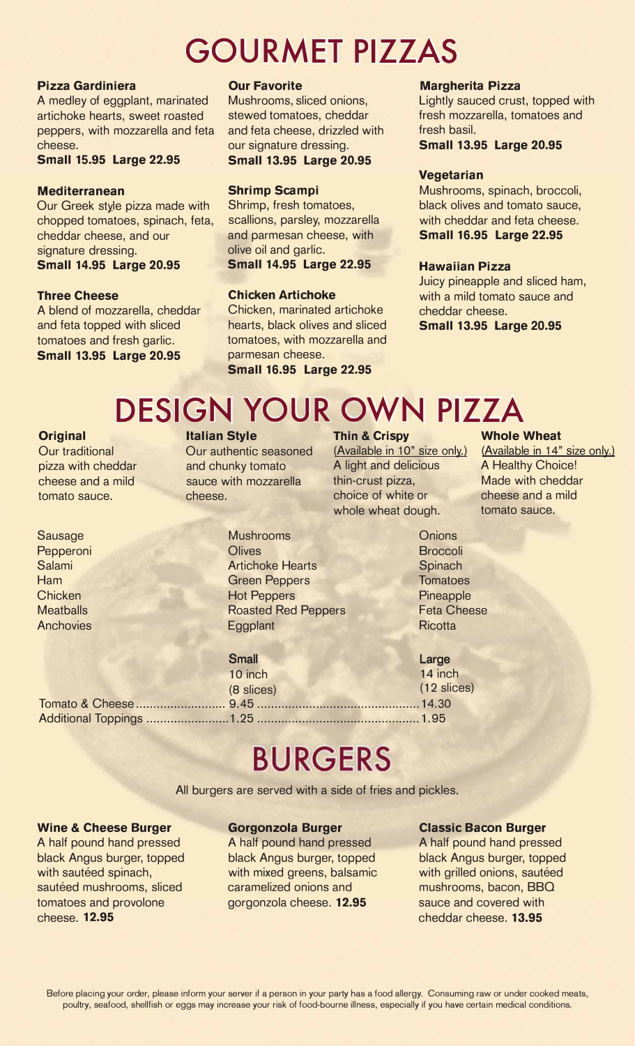# GOURMET PIZZAS

### Pizza Gardiniera
A medley of eggplant, marinated artichoke hearts, sweet roasted peppers, with mozzarella and feta cheese.
**Small 15.95 Large 22.95**

### Mediterranean
Our Greek style pizza made with chopped tomatoes, spinach, feta, cheddar cheese, and our signature dressing.
**Small 14.95 Large 20.95**

### Three Cheese
A blend of mozzarella, cheddar and feta topped with sliced tomatoes and fresh garlic.
**Small 13.95 Large 20.95**

### Our Favorite
Mushrooms, sliced onions, stewed tomatoes, cheddar and feta cheese, drizzled with our signature dressing.
**Small 13.95 Large 20.95**

### Shrimp Scampi
Shrimp, fresh tomatoes, scallions, parsley, mozzarella and parmesan cheese, with olive oil and garlic.
**Small 14.95 Large 22.95**

### Chicken Artichoke
Chicken, marinated artichoke hearts, black olives and sliced tomatoes, with mozzarella and parmesan cheese.
**Small 16.95 Large 22.95**

### Margherita Pizza
Lightly sauced crust, topped with fresh mozzarella, tomatoes and fresh basil.
**Small 13.95 Large 20.95**

### Vegetarian
Mushrooms, spinach, broccoli, black olives and tomato sauce, with cheddar and feta cheese.
**Small 16.95 Large 22.95**

### Hawaiian Pizza
Juicy pineapple and sliced ham, with a mild tomato sauce and cheddar cheese.
**Small 13.95 Large 20.95**

# DESIGN YOUR OWN PIZZA

### Original
Our traditional pizza with cheddar cheese and a mild tomato sauce.

### Italian Style
Our authentic seasoned and chunky tomato sauce with mozzarella cheese.

### Thin & Crispy
(Available in 10" size only.)
A light and delicious thin-crust pizza, choice of white or whole wheat dough.

### Whole Wheat
(Available in 14" size only.)
A Healthy Choice! Made with cheddar cheese and a mild tomato sauce.

Sausage
Pepperoni
Salami
Ham
Chicken
Meatballs
Anchovies

Mushrooms
Olives
Artichoke Hearts
Green Peppers
Hot Peppers
Roasted Red Peppers
Eggplant

Onions
Broccoli
Spinach
Tomatoes
Pineapple
Feta Cheese
Ricotta

| | Small 10 inch (8 slices) | Large 14 inch (12 slices) |
|---|---|---|
| Tomato & Cheese | 9.45 | 14.30 |
| Additional Toppings | 1.25 | 1.95 |

# BURGERS

All burgers are served with a side of fries and pickles.

### Wine & Cheese Burger
A half pound hand pressed black Angus burger, topped with sautéed spinach, sautéed mushrooms, sliced tomatoes and provolone cheese. **12.95**

### Gorgonzola Burger
A half pound hand pressed black Angus burger, topped with mixed greens, balsamic caramelized onions and gorgonzola cheese. **12.95**

### Classic Bacon Burger
A half pound hand pressed black Angus burger, topped with grilled onions, sautéed mushrooms, bacon, BBQ sauce and covered with cheddar cheese. **13.95**

Before placing your order, please inform your server if a person in your party has a food allergy. Consuming raw or under cooked meats, poultry, seafood, shellfish or eggs may increase your risk of food-bourne illness, especially if you have certain medical conditions.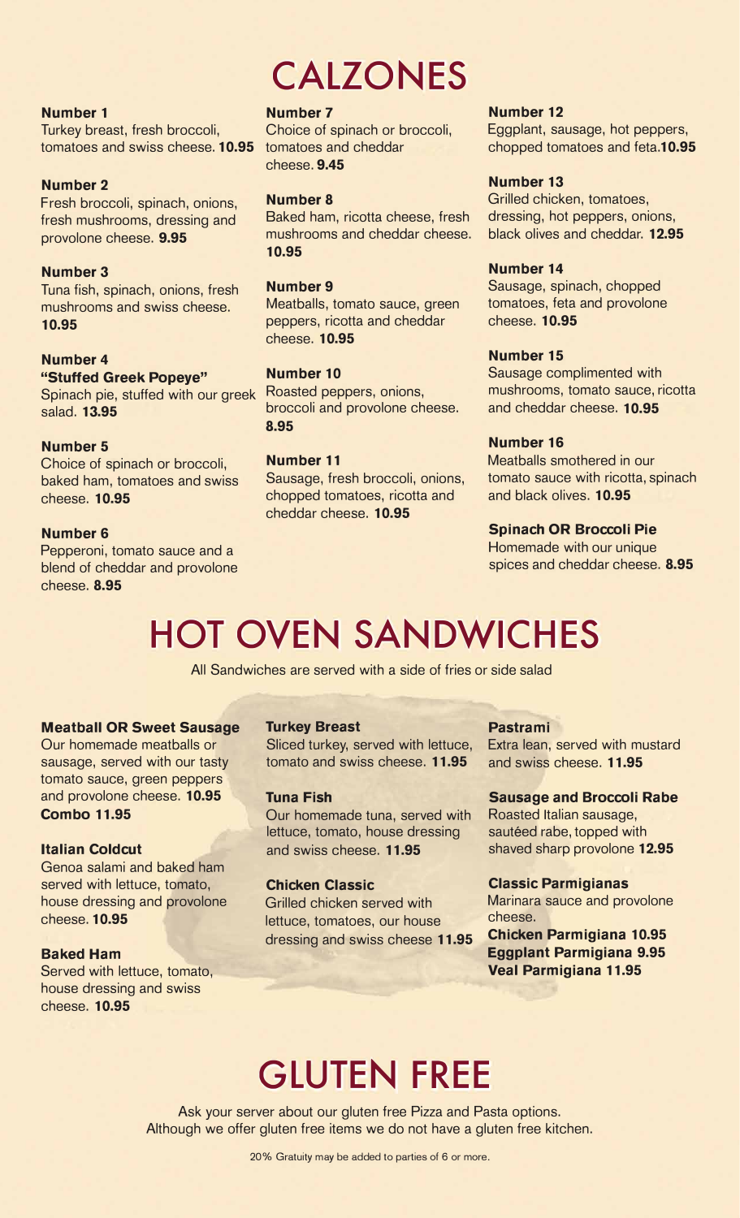# CALZONES

**Number 1**
Turkey breast, fresh broccoli, tomatoes and swiss cheese. **10.95**

**Number 2**
Fresh broccoli, spinach, onions, fresh mushrooms, dressing and provolone cheese. **9.95**

**Number 3**
Tuna fish, spinach, onions, fresh mushrooms and swiss cheese. **10.95**

**Number 4**
**"Stuffed Greek Popeye"**
Spinach pie, stuffed with our greek salad. **13.95**

**Number 5**
Choice of spinach or broccoli, baked ham, tomatoes and swiss cheese. **10.95**

**Number 6**
Pepperoni, tomato sauce and a blend of cheddar and provolone cheese. **8.95**

**Number 7**
Choice of spinach or broccoli, tomatoes and cheddar cheese. **9.45**

**Number 8**
Baked ham, ricotta cheese, fresh mushrooms and cheddar cheese. **10.95**

**Number 9**
Meatballs, tomato sauce, green peppers, ricotta and cheddar cheese. **10.95**

**Number 10**
Roasted peppers, onions, broccoli and provolone cheese. **8.95**

**Number 11**
Sausage, fresh broccoli, onions, chopped tomatoes, ricotta and cheddar cheese. **10.95**

**Number 12**
Eggplant, sausage, hot peppers, chopped tomatoes and feta.**10.95**

**Number 13**
Grilled chicken, tomatoes, dressing, hot peppers, onions, black olives and cheddar. **12.95**

**Number 14**
Sausage, spinach, chopped tomatoes, feta and provolone cheese. **10.95**

**Number 15**
Sausage complimented with mushrooms, tomato sauce, ricotta and cheddar cheese. **10.95**

**Number 16**
Meatballs smothered in our tomato sauce with ricotta, spinach and black olives. **10.95**

**Spinach OR Broccoli Pie**
Homemade with our unique spices and cheddar cheese. **8.95**

# HOT OVEN SANDWICHES

All Sandwiches are served with a side of fries or side salad

**Meatball OR Sweet Sausage**
Our homemade meatballs or sausage, served with our tasty tomato sauce, green peppers and provolone cheese. **10.95**
**Combo 11.95**

**Italian Coldcut**
Genoa salami and baked ham served with lettuce, tomato, house dressing and provolone cheese. **10.95**

**Baked Ham**
Served with lettuce, tomato, house dressing and swiss cheese. **10.95**

**Turkey Breast**
Sliced turkey, served with lettuce, tomato and swiss cheese. **11.95**

**Tuna Fish**
Our homemade tuna, served with lettuce, tomato, house dressing and swiss cheese. **11.95**

**Chicken Classic**
Grilled chicken served with lettuce, tomatoes, our house dressing and swiss cheese **11.95**

**Pastrami**
Extra lean, served with mustard and swiss cheese. **11.95**

**Sausage and Broccoli Rabe**
Roasted Italian sausage, sautéed rabe, topped with shaved sharp provolone **12.95**

**Classic Parmigianas**
Marinara sauce and provolone cheese.
**Chicken Parmigiana 10.95**
**Eggplant Parmigiana 9.95**
**Veal Parmigiana 11.95**

# GLUTEN FREE

Ask your server about our gluten free Pizza and Pasta options.
Although we offer gluten free items we do not have a gluten free kitchen.

20% Gratuity may be added to parties of 6 or more.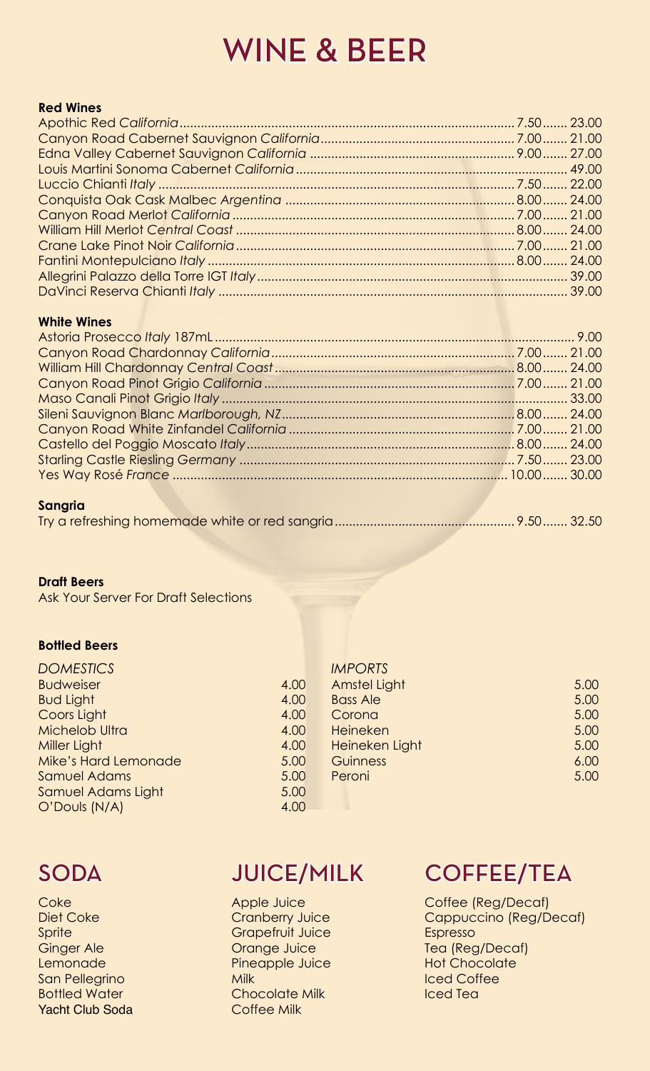# WINE & BEER

**Red Wines**

| | | |
|---|---|---|
| Apothic Red *California* | 7.50 | 23.00 |
| Canyon Road Cabernet Sauvignon *California* | 7.00 | 21.00 |
| Edna Valley Cabernet Sauvignon *California* | 9.00 | 27.00 |
| Louis Martini Sonoma Cabernet *California* | | 49.00 |
| Luccio Chianti *Italy* | 7.50 | 22.00 |
| Conquista Oak Cask Malbec *Argentina* | 8.00 | 24.00 |
| Canyon Road Merlot *California* | 7.00 | 21.00 |
| William Hill Merlot *Central Coast* | 8.00 | 24.00 |
| Crane Lake Pinot Noir *California* | 7.00 | 21.00 |
| Fantini Montepulciano *Italy* | 8.00 | 24.00 |
| Allegrini Palazzo della Torre IGT *Italy* | | 39.00 |
| DaVinci Reserva Chianti *Italy* | | 39.00 |

**White Wines**

| | | |
|---|---|---|
| Astoria Prosecco *Italy* 187mL | | 9.00 |
| Canyon Road Chardonnay *California* | 7.00 | 21.00 |
| William Hill Chardonnay *Central Coast* | 8.00 | 24.00 |
| Canyon Road Pinot Grigio *California* | 7.00 | 21.00 |
| Maso Canali Pinot Grigio *Italy* | | 33.00 |
| Sileni Sauvignon Blanc *Marlborough, NZ* | 8.00 | 24.00 |
| Canyon Road White Zinfandel *California* | 7.00 | 21.00 |
| Castello del Poggio Moscato *Italy* | 8.00 | 24.00 |
| Starling Castle Riesling *Germany* | 7.50 | 23.00 |
| Yes Way Rosé *France* | 10.00 | 30.00 |

**Sangria**

| | | |
|---|---|---|
| Try a refreshing homemade white or red sangria | 9.50 | 32.50 |

**Draft Beers**

Ask Your Server For Draft Selections

**Bottled Beers**

| *DOMESTICS* | | *IMPORTS* | |
|---|---|---|---|
| Budweiser | 4.00 | Amstel Light | 5.00 |
| Bud Light | 4.00 | Bass Ale | 5.00 |
| Coors Light | 4.00 | Corona | 5.00 |
| Michelob Ultra | 4.00 | Heineken | 5.00 |
| Miller Light | 4.00 | Heineken Light | 5.00 |
| Mike's Hard Lemonade | 5.00 | Guinness | 6.00 |
| Samuel Adams | 5.00 | Peroni | 5.00 |
| Samuel Adams Light | 5.00 | | |
| O'Douls (N/A) | 4.00 | | |

## SODA

Coke
Diet Coke
Sprite
Ginger Ale
Lemonade
San Pellegrino
Bottled Water
Yacht Club Soda

## JUICE/MILK

Apple Juice
Cranberry Juice
Grapefruit Juice
Orange Juice
Pineapple Juice
Milk
Chocolate Milk
Coffee Milk

## COFFEE/TEA

Coffee (Reg/Decaf)
Cappuccino (Reg/Decaf)
Espresso
Tea (Reg/Decaf)
Hot Chocolate
Iced Coffee
Iced Tea